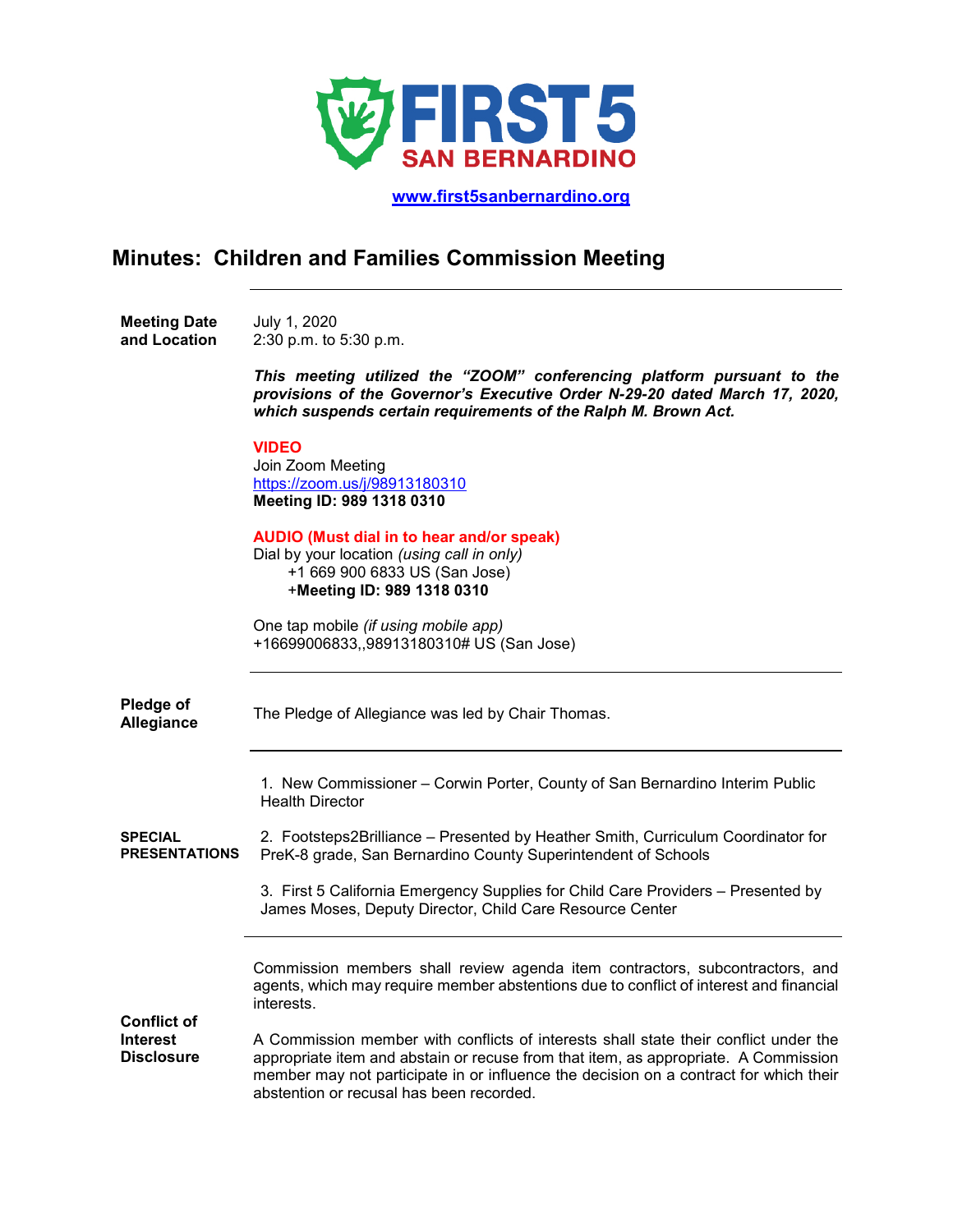**FIRST 5**
**SAN BERNARDINO**

www.first5sanbernardino.org

# Minutes: Children and Families Commission Meeting

---

**Meeting Date and Location**

July 1, 2020
2:30 p.m. to 5:30 p.m.

***This meeting utilized the "ZOOM" conferencing platform pursuant to the provisions of the Governor's Executive Order N-29-20 dated March 17, 2020, which suspends certain requirements of the Ralph M. Brown Act.***

**VIDEO**
Join Zoom Meeting
https://zoom.us/j/98913180310
**Meeting ID: 989 1318 0310**

**AUDIO (Must dial in to hear and/or speak)**
Dial by your location *(using call in only)*
+1 669 900 6833 US (San Jose)
+**Meeting ID: 989 1318 0310**

One tap mobile *(if using mobile app)*
+16699006833,,98913180310# US (San Jose)

---

**Pledge of Allegiance**

The Pledge of Allegiance was led by Chair Thomas.

---

**SPECIAL PRESENTATIONS**

1. New Commissioner – Corwin Porter, County of San Bernardino Interim Public Health Director

2. Footsteps2Brilliance – Presented by Heather Smith, Curriculum Coordinator for PreK-8 grade, San Bernardino County Superintendent of Schools

3. First 5 California Emergency Supplies for Child Care Providers – Presented by James Moses, Deputy Director, Child Care Resource Center

---

**Conflict of Interest Disclosure**

Commission members shall review agenda item contractors, subcontractors, and agents, which may require member abstentions due to conflict of interest and financial interests.

A Commission member with conflicts of interests shall state their conflict under the appropriate item and abstain or recuse from that item, as appropriate. A Commission member may not participate in or influence the decision on a contract for which their abstention or recusal has been recorded.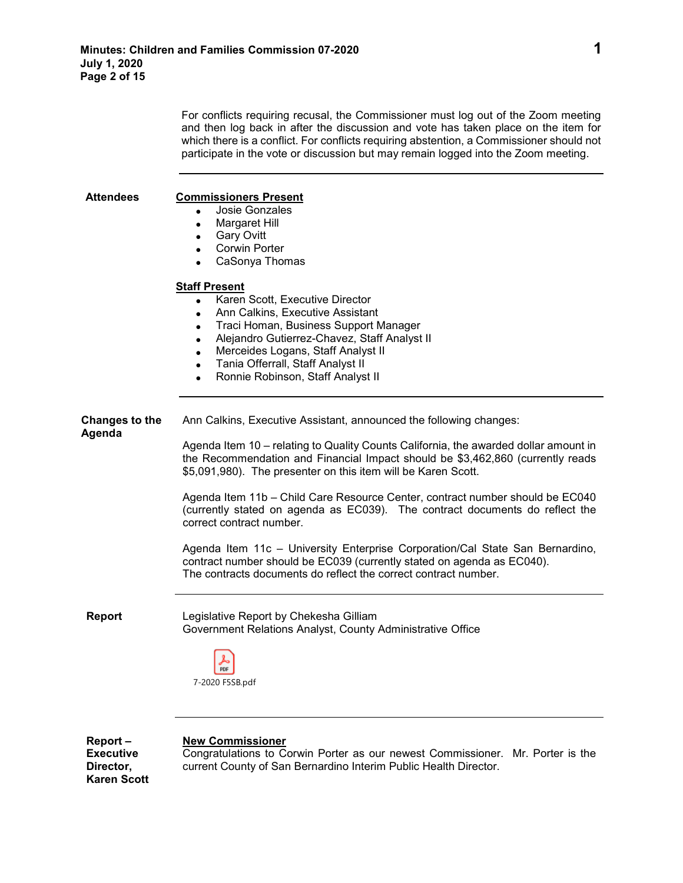For conflicts requiring recusal, the Commissioner must log out of the Zoom meeting and then log back in after the discussion and vote has taken place on the item for which there is a conflict. For conflicts requiring abstention, a Commissioner should not participate in the vote or discussion but may remain logged into the Zoom meeting.

---

**Attendees**

**Commissioners Present**

- Josie Gonzales
- Margaret Hill
- Gary Ovitt
- Corwin Porter
- CaSonya Thomas

**Staff Present**

- Karen Scott, Executive Director
- Ann Calkins, Executive Assistant
- Traci Homan, Business Support Manager
- Alejandro Gutierrez-Chavez, Staff Analyst II
- Merceides Logans, Staff Analyst II
- Tania Offerrall, Staff Analyst II
- Ronnie Robinson, Staff Analyst II

---

**Changes to the Agenda**

Ann Calkins, Executive Assistant, announced the following changes:

Agenda Item 10 – relating to Quality Counts California, the awarded dollar amount in the Recommendation and Financial Impact should be $3,462,860 (currently reads $5,091,980). The presenter on this item will be Karen Scott.

Agenda Item 11b – Child Care Resource Center, contract number should be EC040 (currently stated on agenda as EC039). The contract documents do reflect the correct contract number.

Agenda Item 11c – University Enterprise Corporation/Cal State San Bernardino, contract number should be EC039 (currently stated on agenda as EC040).
The contracts documents do reflect the correct contract number.

---

**Report**

Legislative Report by Chekesha Gilliam
Government Relations Analyst, County Administrative Office

7-2020 F5SB.pdf

---

**Report – Executive Director, Karen Scott**

**New Commissioner**
Congratulations to Corwin Porter as our newest Commissioner. Mr. Porter is the current County of San Bernardino Interim Public Health Director.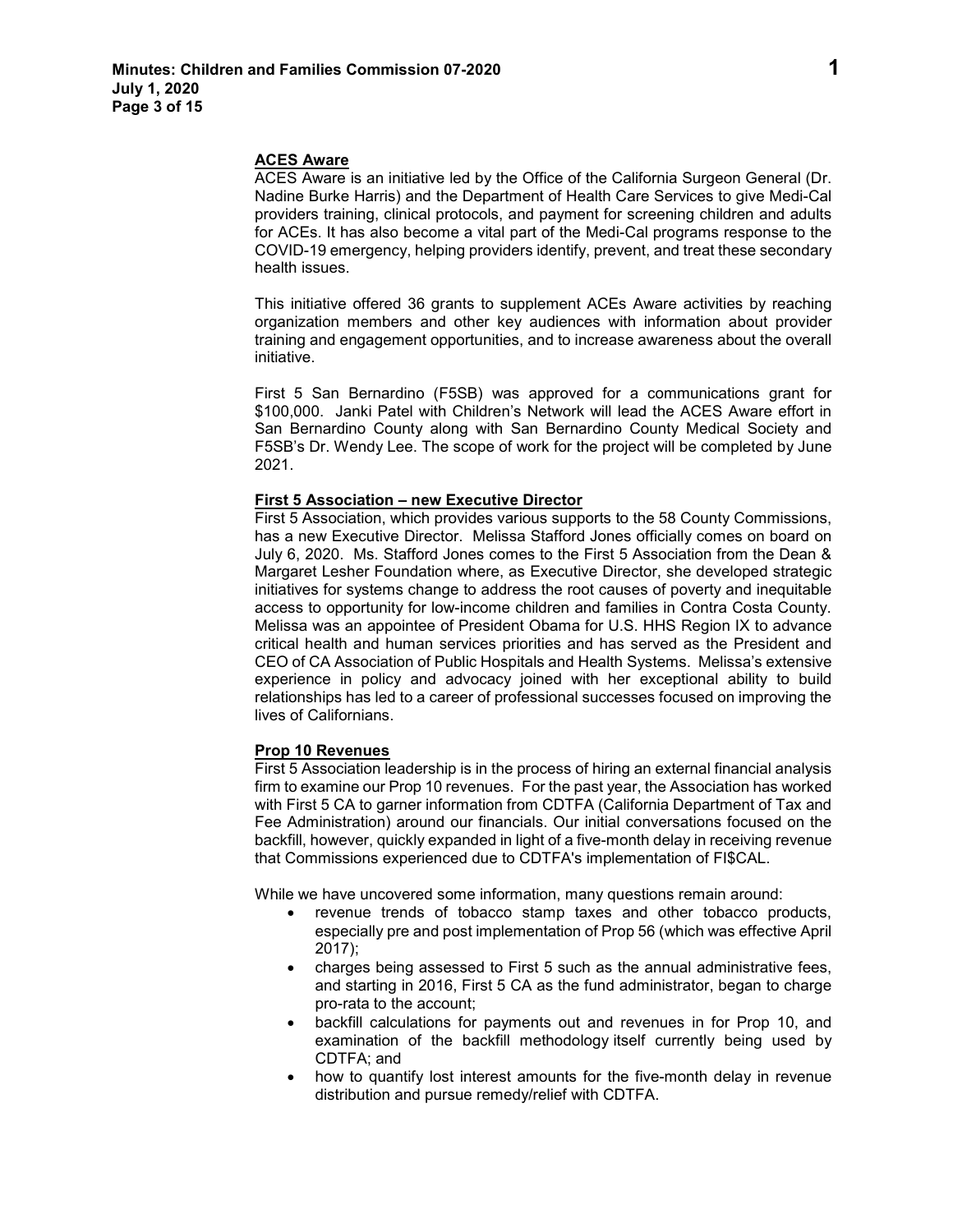**ACES Aware**

ACES Aware is an initiative led by the Office of the California Surgeon General (Dr. Nadine Burke Harris) and the Department of Health Care Services to give Medi-Cal providers training, clinical protocols, and payment for screening children and adults for ACEs. It has also become a vital part of the Medi-Cal programs response to the COVID-19 emergency, helping providers identify, prevent, and treat these secondary health issues.

This initiative offered 36 grants to supplement ACEs Aware activities by reaching organization members and other key audiences with information about provider training and engagement opportunities, and to increase awareness about the overall initiative.

First 5 San Bernardino (F5SB) was approved for a communications grant for $100,000. Janki Patel with Children's Network will lead the ACES Aware effort in San Bernardino County along with San Bernardino County Medical Society and F5SB's Dr. Wendy Lee. The scope of work for the project will be completed by June 2021.

**First 5 Association – new Executive Director**

First 5 Association, which provides various supports to the 58 County Commissions, has a new Executive Director. Melissa Stafford Jones officially comes on board on July 6, 2020. Ms. Stafford Jones comes to the First 5 Association from the Dean & Margaret Lesher Foundation where, as Executive Director, she developed strategic initiatives for systems change to address the root causes of poverty and inequitable access to opportunity for low-income children and families in Contra Costa County. Melissa was an appointee of President Obama for U.S. HHS Region IX to advance critical health and human services priorities and has served as the President and CEO of CA Association of Public Hospitals and Health Systems. Melissa's extensive experience in policy and advocacy joined with her exceptional ability to build relationships has led to a career of professional successes focused on improving the lives of Californians.

**Prop 10 Revenues**

First 5 Association leadership is in the process of hiring an external financial analysis firm to examine our Prop 10 revenues. For the past year, the Association has worked with First 5 CA to garner information from CDTFA (California Department of Tax and Fee Administration) around our financials. Our initial conversations focused on the backfill, however, quickly expanded in light of a five-month delay in receiving revenue that Commissions experienced due to CDTFA's implementation of FI$CAL.

While we have uncovered some information, many questions remain around:

- revenue trends of tobacco stamp taxes and other tobacco products, especially pre and post implementation of Prop 56 (which was effective April 2017);
- charges being assessed to First 5 such as the annual administrative fees, and starting in 2016, First 5 CA as the fund administrator, began to charge pro-rata to the account;
- backfill calculations for payments out and revenues in for Prop 10, and examination of the backfill methodology itself currently being used by CDTFA; and
- how to quantify lost interest amounts for the five-month delay in revenue distribution and pursue remedy/relief with CDTFA.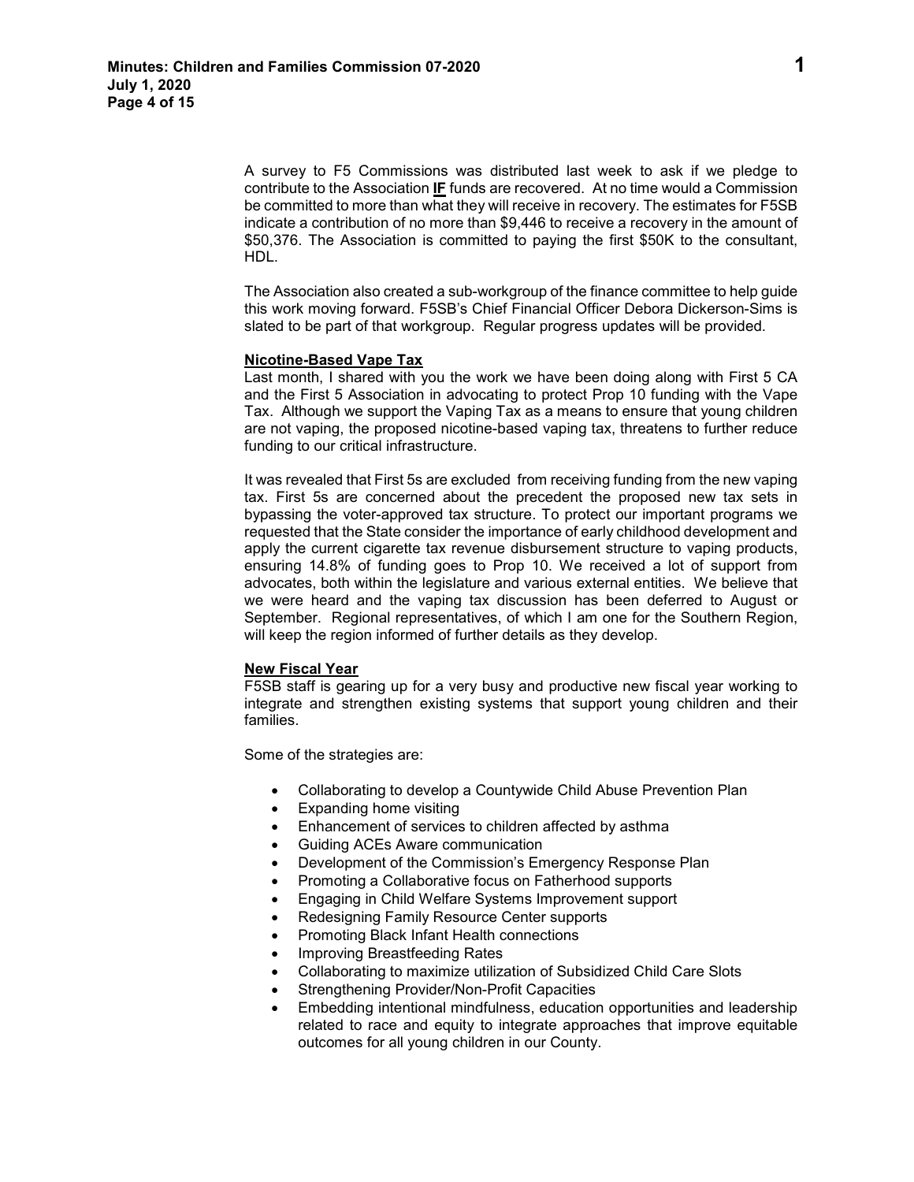A survey to F5 Commissions was distributed last week to ask if we pledge to contribute to the Association **IF** funds are recovered. At no time would a Commission be committed to more than what they will receive in recovery. The estimates for F5SB indicate a contribution of no more than $9,446 to receive a recovery in the amount of $50,376. The Association is committed to paying the first $50K to the consultant, HDL.

The Association also created a sub-workgroup of the finance committee to help guide this work moving forward. F5SB's Chief Financial Officer Debora Dickerson-Sims is slated to be part of that workgroup. Regular progress updates will be provided.

**Nicotine-Based Vape Tax**

Last month, I shared with you the work we have been doing along with First 5 CA and the First 5 Association in advocating to protect Prop 10 funding with the Vape Tax. Although we support the Vaping Tax as a means to ensure that young children are not vaping, the proposed nicotine-based vaping tax, threatens to further reduce funding to our critical infrastructure.

It was revealed that First 5s are excluded from receiving funding from the new vaping tax. First 5s are concerned about the precedent the proposed new tax sets in bypassing the voter-approved tax structure. To protect our important programs we requested that the State consider the importance of early childhood development and apply the current cigarette tax revenue disbursement structure to vaping products, ensuring 14.8% of funding goes to Prop 10. We received a lot of support from advocates, both within the legislature and various external entities. We believe that we were heard and the vaping tax discussion has been deferred to August or September. Regional representatives, of which I am one for the Southern Region, will keep the region informed of further details as they develop.

**New Fiscal Year**

F5SB staff is gearing up for a very busy and productive new fiscal year working to integrate and strengthen existing systems that support young children and their families.

Some of the strategies are:

- Collaborating to develop a Countywide Child Abuse Prevention Plan
- Expanding home visiting
- Enhancement of services to children affected by asthma
- Guiding ACEs Aware communication
- Development of the Commission's Emergency Response Plan
- Promoting a Collaborative focus on Fatherhood supports
- Engaging in Child Welfare Systems Improvement support
- Redesigning Family Resource Center supports
- Promoting Black Infant Health connections
- Improving Breastfeeding Rates
- Collaborating to maximize utilization of Subsidized Child Care Slots
- Strengthening Provider/Non-Profit Capacities
- Embedding intentional mindfulness, education opportunities and leadership related to race and equity to integrate approaches that improve equitable outcomes for all young children in our County.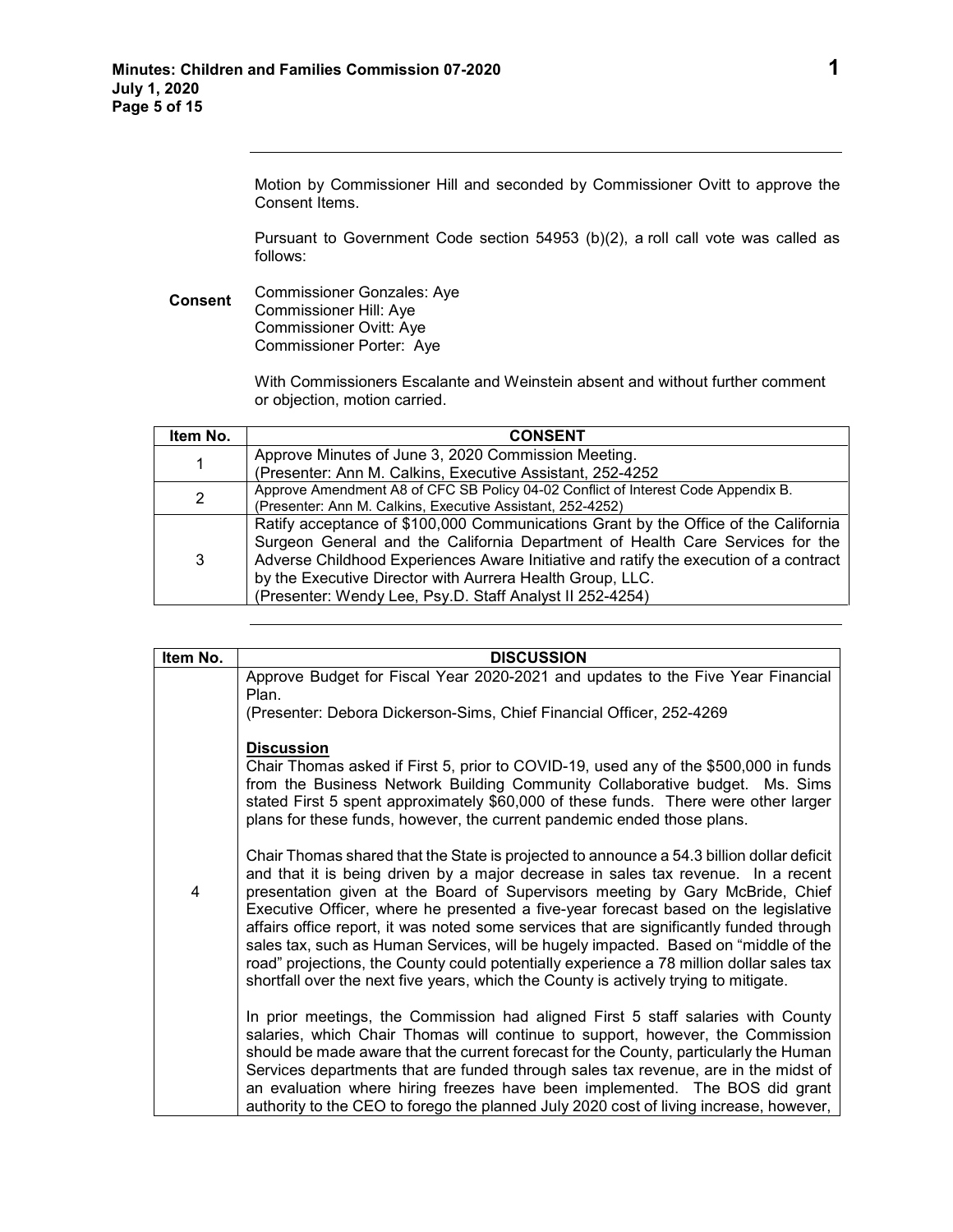Motion by Commissioner Hill and seconded by Commissioner Ovitt to approve the Consent Items.

Pursuant to Government Code section 54953 (b)(2), a roll call vote was called as follows:

**Consent**

Commissioner Gonzales: Aye
Commissioner Hill: Aye
Commissioner Ovitt: Aye
Commissioner Porter: Aye

With Commissioners Escalante and Weinstein absent and without further comment or objection, motion carried.

| Item No. | CONSENT |
|---|---|
| 1 | Approve Minutes of June 3, 2020 Commission Meeting.<br>(Presenter: Ann M. Calkins, Executive Assistant, 252-4252 |
| 2 | Approve Amendment A8 of CFC SB Policy 04-02 Conflict of Interest Code Appendix B.<br>(Presenter: Ann M. Calkins, Executive Assistant, 252-4252) |
| 3 | Ratify acceptance of $100,000 Communications Grant by the Office of the California Surgeon General and the California Department of Health Care Services for the Adverse Childhood Experiences Aware Initiative and ratify the execution of a contract by the Executive Director with Aurrera Health Group, LLC.<br>(Presenter: Wendy Lee, Psy.D. Staff Analyst II 252-4254) |

| Item No. | DISCUSSION |
|---|---|
| 4 | Approve Budget for Fiscal Year 2020-2021 and updates to the Five Year Financial Plan.<br>(Presenter: Debora Dickerson-Sims, Chief Financial Officer, 252-4269<br><br>**Discussion**<br>Chair Thomas asked if First 5, prior to COVID-19, used any of the $500,000 in funds from the Business Network Building Community Collaborative budget. Ms. Sims stated First 5 spent approximately $60,000 of these funds. There were other larger plans for these funds, however, the current pandemic ended those plans.<br><br>Chair Thomas shared that the State is projected to announce a 54.3 billion dollar deficit and that it is being driven by a major decrease in sales tax revenue. In a recent presentation given at the Board of Supervisors meeting by Gary McBride, Chief Executive Officer, where he presented a five-year forecast based on the legislative affairs office report, it was noted some services that are significantly funded through sales tax, such as Human Services, will be hugely impacted. Based on "middle of the road" projections, the County could potentially experience a 78 million dollar sales tax shortfall over the next five years, which the County is actively trying to mitigate.<br><br>In prior meetings, the Commission had aligned First 5 staff salaries with County salaries, which Chair Thomas will continue to support, however, the Commission should be made aware that the current forecast for the County, particularly the Human Services departments that are funded through sales tax revenue, are in the midst of an evaluation where hiring freezes have been implemented. The BOS did grant authority to the CEO to forego the planned July 2020 cost of living increase, however, |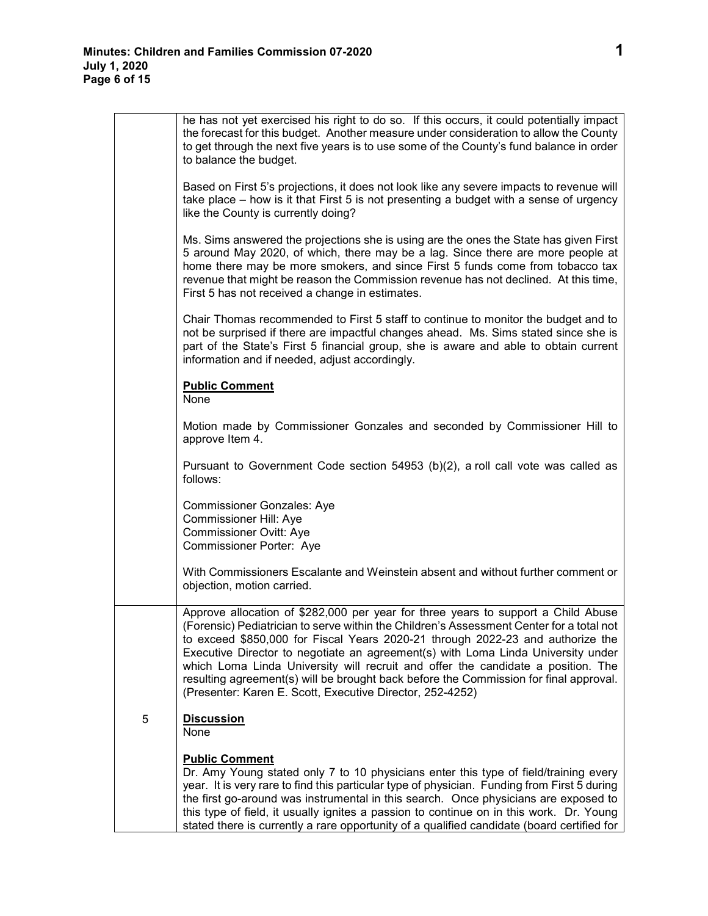| | |
|---|---|
| | he has not yet exercised his right to do so. If this occurs, it could potentially impact the forecast for this budget. Another measure under consideration to allow the County to get through the next five years is to use some of the County's fund balance in order to balance the budget.<br><br>Based on First 5's projections, it does not look like any severe impacts to revenue will take place – how is it that First 5 is not presenting a budget with a sense of urgency like the County is currently doing?<br><br>Ms. Sims answered the projections she is using are the ones the State has given First 5 around May 2020, of which, there may be a lag. Since there are more people at home there may be more smokers, and since First 5 funds come from tobacco tax revenue that might be reason the Commission revenue has not declined. At this time, First 5 has not received a change in estimates.<br><br>Chair Thomas recommended to First 5 staff to continue to monitor the budget and to not be surprised if there are impactful changes ahead. Ms. Sims stated since she is part of the State's First 5 financial group, she is aware and able to obtain current information and if needed, adjust accordingly.<br><br>**Public Comment**<br>None<br><br>Motion made by Commissioner Gonzales and seconded by Commissioner Hill to approve Item 4.<br><br>Pursuant to Government Code section 54953 (b)(2), a roll call vote was called as follows:<br><br>Commissioner Gonzales: Aye<br>Commissioner Hill: Aye<br>Commissioner Ovitt: Aye<br>Commissioner Porter: Aye<br><br>With Commissioners Escalante and Weinstein absent and without further comment or objection, motion carried. |
| 5 | Approve allocation of $282,000 per year for three years to support a Child Abuse (Forensic) Pediatrician to serve within the Children's Assessment Center for a total not to exceed $850,000 for Fiscal Years 2020-21 through 2022-23 and authorize the Executive Director to negotiate an agreement(s) with Loma Linda University under which Loma Linda University will recruit and offer the candidate a position. The resulting agreement(s) will be brought back before the Commission for final approval. (Presenter: Karen E. Scott, Executive Director, 252-4252)<br><br>**Discussion**<br>None<br><br>**Public Comment**<br>Dr. Amy Young stated only 7 to 10 physicians enter this type of field/training every year. It is very rare to find this particular type of physician. Funding from First 5 during the first go-around was instrumental in this search. Once physicians are exposed to this type of field, it usually ignites a passion to continue on in this work. Dr. Young stated there is currently a rare opportunity of a qualified candidate (board certified for |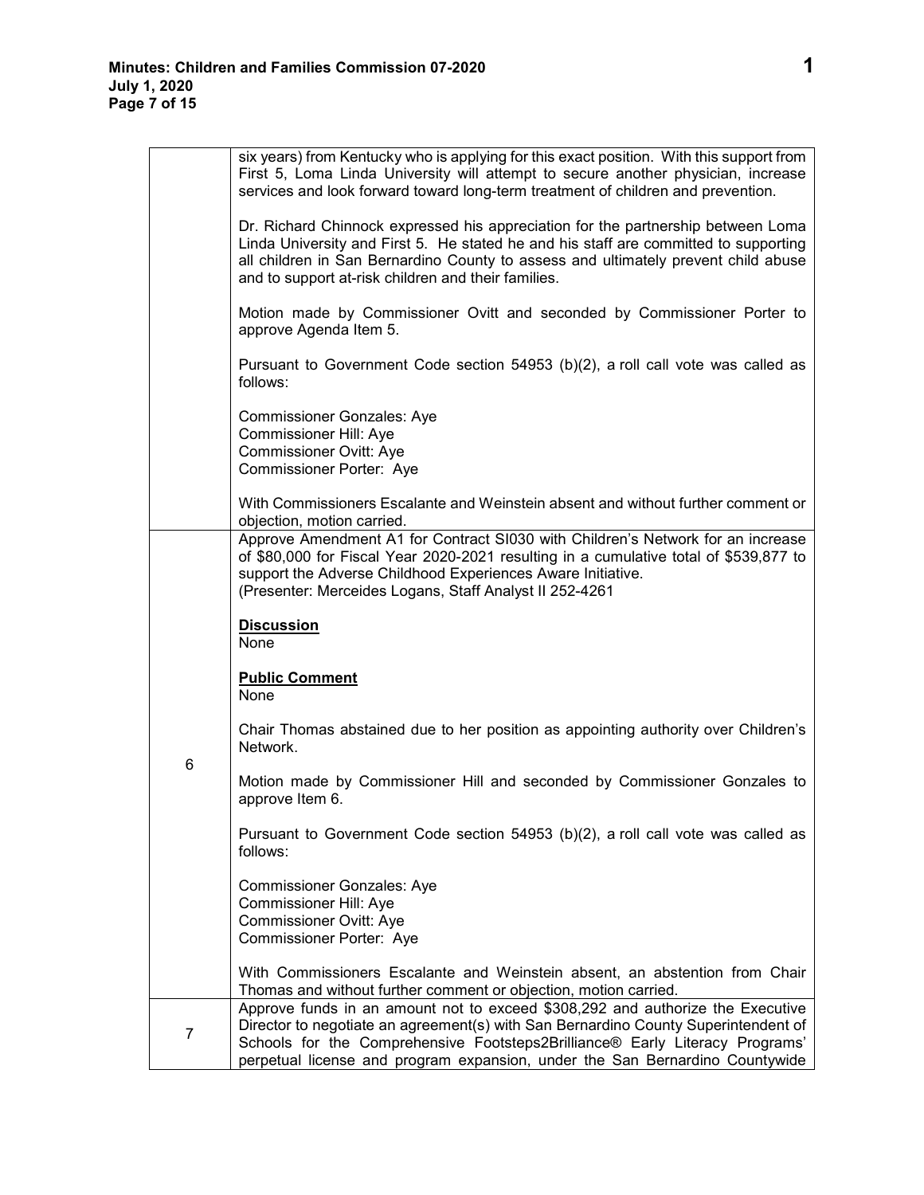| | |
|---|---|
| | six years) from Kentucky who is applying for this exact position. With this support from First 5, Loma Linda University will attempt to secure another physician, increase services and look forward toward long-term treatment of children and prevention.<br><br>Dr. Richard Chinnock expressed his appreciation for the partnership between Loma Linda University and First 5. He stated he and his staff are committed to supporting all children in San Bernardino County to assess and ultimately prevent child abuse and to support at-risk children and their families.<br><br>Motion made by Commissioner Ovitt and seconded by Commissioner Porter to approve Agenda Item 5.<br><br>Pursuant to Government Code section 54953 (b)(2), a roll call vote was called as follows:<br><br>Commissioner Gonzales: Aye<br>Commissioner Hill: Aye<br>Commissioner Ovitt: Aye<br>Commissioner Porter: Aye<br><br>With Commissioners Escalante and Weinstein absent and without further comment or objection, motion carried. |
| 6 | Approve Amendment A1 for Contract SI030 with Children's Network for an increase of $80,000 for Fiscal Year 2020-2021 resulting in a cumulative total of $539,877 to support the Adverse Childhood Experiences Aware Initiative.<br>(Presenter: Merceides Logans, Staff Analyst II 252-4261<br><br>**<u>Discussion</u>**<br>None<br><br>**<u>Public Comment</u>**<br>None<br><br>Chair Thomas abstained due to her position as appointing authority over Children's Network.<br><br>Motion made by Commissioner Hill and seconded by Commissioner Gonzales to approve Item 6.<br><br>Pursuant to Government Code section 54953 (b)(2), a roll call vote was called as follows:<br><br>Commissioner Gonzales: Aye<br>Commissioner Hill: Aye<br>Commissioner Ovitt: Aye<br>Commissioner Porter: Aye<br><br>With Commissioners Escalante and Weinstein absent, an abstention from Chair Thomas and without further comment or objection, motion carried. |
| 7 | Approve funds in an amount not to exceed $308,292 and authorize the Executive Director to negotiate an agreement(s) with San Bernardino County Superintendent of Schools for the Comprehensive Footsteps2Brilliance® Early Literacy Programs' perpetual license and program expansion, under the San Bernardino Countywide |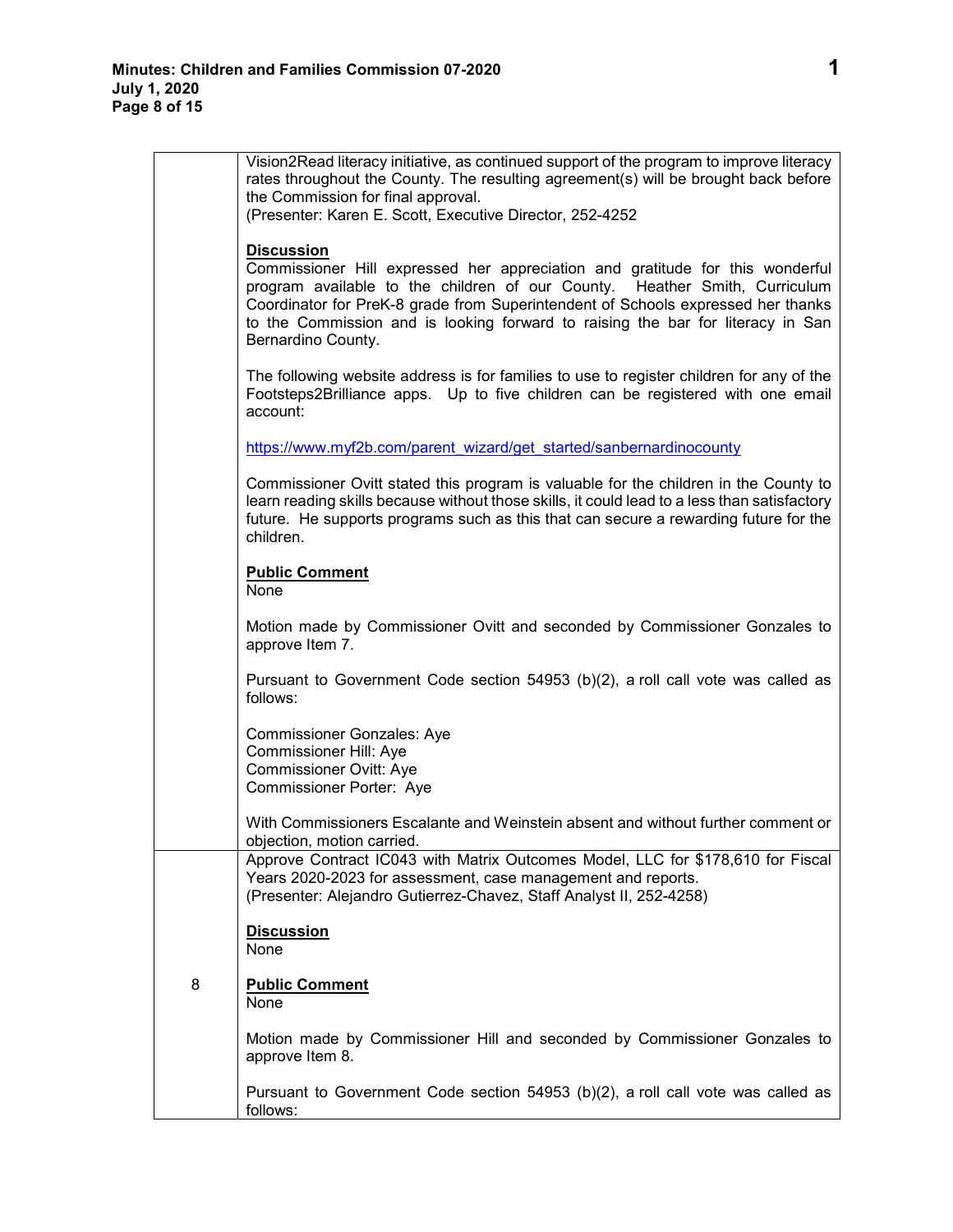| | |
|---|---|
| | Vision2Read literacy initiative, as continued support of the program to improve literacy rates throughout the County. The resulting agreement(s) will be brought back before the Commission for final approval.<br>(Presenter: Karen E. Scott, Executive Director, 252-4252<br><br>**Discussion**<br>Commissioner Hill expressed her appreciation and gratitude for this wonderful program available to the children of our County. Heather Smith, Curriculum Coordinator for PreK-8 grade from Superintendent of Schools expressed her thanks to the Commission and is looking forward to raising the bar for literacy in San Bernardino County.<br><br>The following website address is for families to use to register children for any of the Footsteps2Brilliance apps. Up to five children can be registered with one email account:<br><br>https://www.myf2b.com/parent_wizard/get_started/sanbernardinocounty<br><br>Commissioner Ovitt stated this program is valuable for the children in the County to learn reading skills because without those skills, it could lead to a less than satisfactory future. He supports programs such as this that can secure a rewarding future for the children.<br><br>**Public Comment**<br>None<br><br>Motion made by Commissioner Ovitt and seconded by Commissioner Gonzales to approve Item 7.<br><br>Pursuant to Government Code section 54953 (b)(2), a roll call vote was called as follows:<br><br>Commissioner Gonzales: Aye<br>Commissioner Hill: Aye<br>Commissioner Ovitt: Aye<br>Commissioner Porter: Aye<br><br>With Commissioners Escalante and Weinstein absent and without further comment or objection, motion carried. |
| 8 | Approve Contract IC043 with Matrix Outcomes Model, LLC for $178,610 for Fiscal Years 2020-2023 for assessment, case management and reports.<br>(Presenter: Alejandro Gutierrez-Chavez, Staff Analyst II, 252-4258)<br><br>**Discussion**<br>None<br><br>**Public Comment**<br>None<br><br>Motion made by Commissioner Hill and seconded by Commissioner Gonzales to approve Item 8.<br><br>Pursuant to Government Code section 54953 (b)(2), a roll call vote was called as follows: |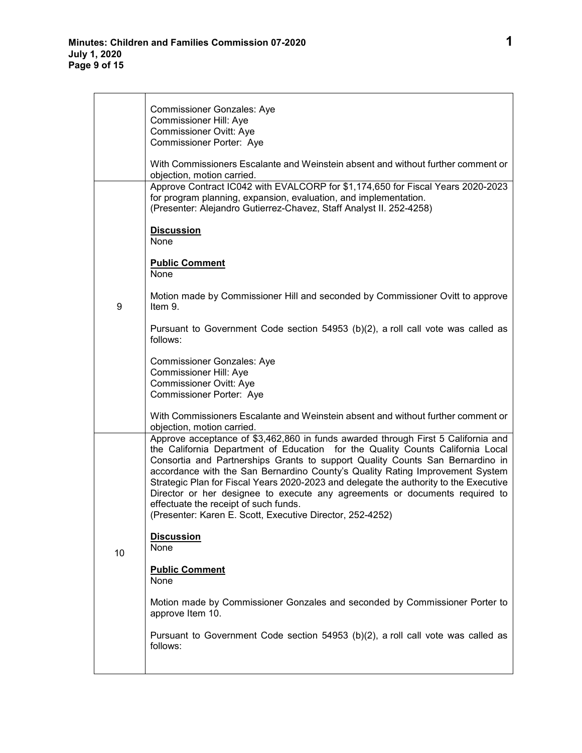| | |
|---|---|
| | Commissioner Gonzales: Aye<br>Commissioner Hill: Aye<br>Commissioner Ovitt: Aye<br>Commissioner Porter: Aye<br><br>With Commissioners Escalante and Weinstein absent and without further comment or objection, motion carried. |
| 9 | Approve Contract IC042 with EVALCORP for $1,174,650 for Fiscal Years 2020-2023 for program planning, expansion, evaluation, and implementation.<br>(Presenter: Alejandro Gutierrez-Chavez, Staff Analyst II. 252-4258)<br><br>**<u>Discussion</u>**<br>None<br><br>**<u>Public Comment</u>**<br>None<br><br>Motion made by Commissioner Hill and seconded by Commissioner Ovitt to approve Item 9.<br><br>Pursuant to Government Code section 54953 (b)(2), a roll call vote was called as follows:<br><br>Commissioner Gonzales: Aye<br>Commissioner Hill: Aye<br>Commissioner Ovitt: Aye<br>Commissioner Porter: Aye<br><br>With Commissioners Escalante and Weinstein absent and without further comment or objection, motion carried. |
| 10 | Approve acceptance of $3,462,860 in funds awarded through First 5 California and the California Department of Education for the Quality Counts California Local Consortia and Partnerships Grants to support Quality Counts San Bernardino in accordance with the San Bernardino County's Quality Rating Improvement System Strategic Plan for Fiscal Years 2020-2023 and delegate the authority to the Executive Director or her designee to execute any agreements or documents required to effectuate the receipt of such funds.<br>(Presenter: Karen E. Scott, Executive Director, 252-4252)<br><br>**<u>Discussion</u>**<br>None<br><br>**<u>Public Comment</u>**<br>None<br><br>Motion made by Commissioner Gonzales and seconded by Commissioner Porter to approve Item 10.<br><br>Pursuant to Government Code section 54953 (b)(2), a roll call vote was called as follows: |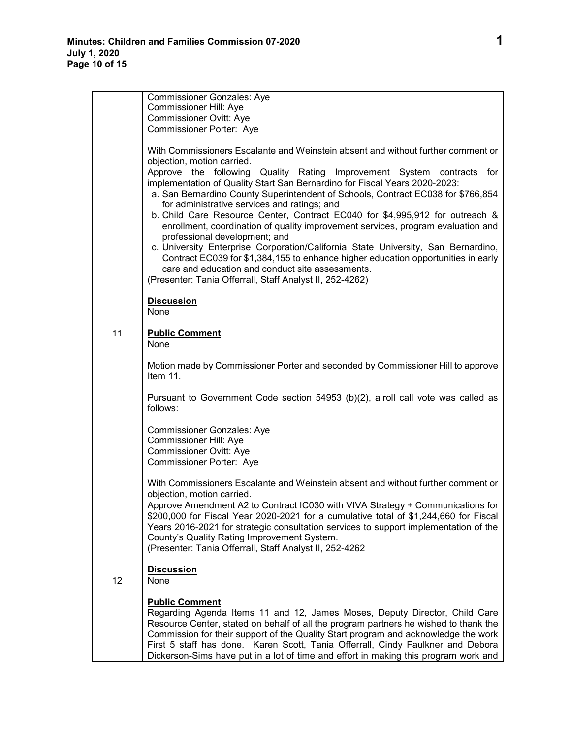| | |
|---|---|
| | Commissioner Gonzales: Aye<br>Commissioner Hill: Aye<br>Commissioner Ovitt: Aye<br>Commissioner Porter: Aye<br><br>With Commissioners Escalante and Weinstein absent and without further comment or objection, motion carried. |
| 11 | Approve the following Quality Rating Improvement System contracts for implementation of Quality Start San Bernardino for Fiscal Years 2020-2023:<br>a. San Bernardino County Superintendent of Schools, Contract EC038 for $766,854 for administrative services and ratings; and<br>b. Child Care Resource Center, Contract EC040 for $4,995,912 for outreach & enrollment, coordination of quality improvement services, program evaluation and professional development; and<br>c. University Enterprise Corporation/California State University, San Bernardino, Contract EC039 for $1,384,155 to enhance higher education opportunities in early care and education and conduct site assessments.<br>(Presenter: Tania Offerrall, Staff Analyst II, 252-4262)<br><br>**Discussion**<br>None<br><br>**Public Comment**<br>None<br><br>Motion made by Commissioner Porter and seconded by Commissioner Hill to approve Item 11.<br><br>Pursuant to Government Code section 54953 (b)(2), a roll call vote was called as follows:<br><br>Commissioner Gonzales: Aye<br>Commissioner Hill: Aye<br>Commissioner Ovitt: Aye<br>Commissioner Porter: Aye<br><br>With Commissioners Escalante and Weinstein absent and without further comment or objection, motion carried. |
| 12 | Approve Amendment A2 to Contract IC030 with VIVA Strategy + Communications for $200,000 for Fiscal Year 2020-2021 for a cumulative total of $1,244,660 for Fiscal Years 2016-2021 for strategic consultation services to support implementation of the County's Quality Rating Improvement System.<br>(Presenter: Tania Offerrall, Staff Analyst II, 252-4262<br><br>**Discussion**<br>None<br><br>**Public Comment**<br>Regarding Agenda Items 11 and 12, James Moses, Deputy Director, Child Care Resource Center, stated on behalf of all the program partners he wished to thank the Commission for their support of the Quality Start program and acknowledge the work First 5 staff has done. Karen Scott, Tania Offerrall, Cindy Faulkner and Debora Dickerson-Sims have put in a lot of time and effort in making this program work and |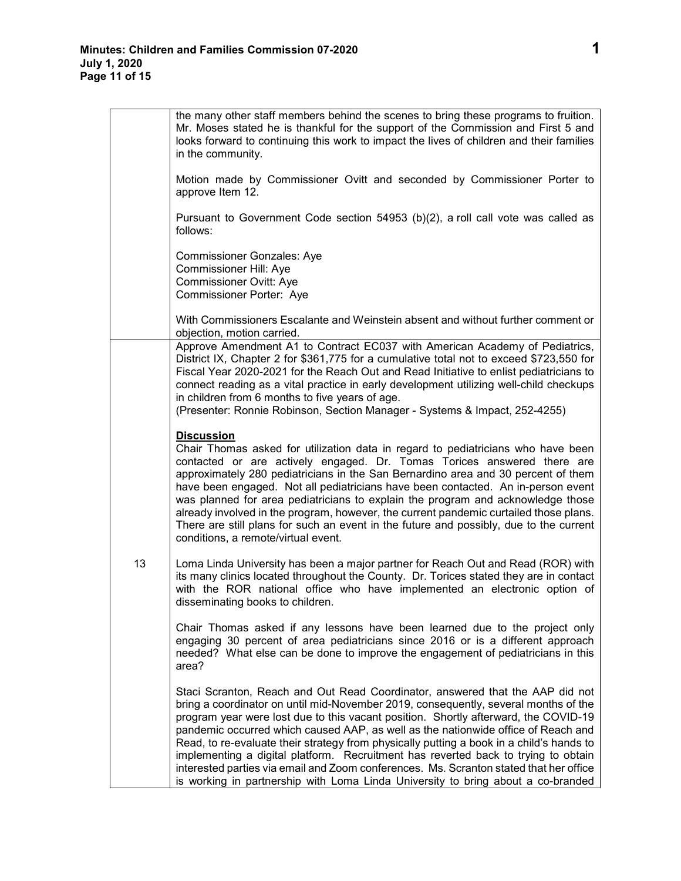| | |
|---|---|
| | the many other staff members behind the scenes to bring these programs to fruition. Mr. Moses stated he is thankful for the support of the Commission and First 5 and looks forward to continuing this work to impact the lives of children and their families in the community.<br><br>Motion made by Commissioner Ovitt and seconded by Commissioner Porter to approve Item 12.<br><br>Pursuant to Government Code section 54953 (b)(2), a roll call vote was called as follows:<br><br>Commissioner Gonzales: Aye<br>Commissioner Hill: Aye<br>Commissioner Ovitt: Aye<br>Commissioner Porter: Aye<br><br>With Commissioners Escalante and Weinstein absent and without further comment or objection, motion carried. |
| 13 | Approve Amendment A1 to Contract EC037 with American Academy of Pediatrics, District IX, Chapter 2 for $361,775 for a cumulative total not to exceed $723,550 for Fiscal Year 2020-2021 for the Reach Out and Read Initiative to enlist pediatricians to connect reading as a vital practice in early development utilizing well-child checkups in children from 6 months to five years of age.<br>(Presenter: Ronnie Robinson, Section Manager - Systems & Impact, 252-4255)<br><br>**Discussion**<br>Chair Thomas asked for utilization data in regard to pediatricians who have been contacted or are actively engaged. Dr. Tomas Torices answered there are approximately 280 pediatricians in the San Bernardino area and 30 percent of them have been engaged. Not all pediatricians have been contacted. An in-person event was planned for area pediatricians to explain the program and acknowledge those already involved in the program, however, the current pandemic curtailed those plans. There are still plans for such an event in the future and possibly, due to the current conditions, a remote/virtual event.<br><br>Loma Linda University has been a major partner for Reach Out and Read (ROR) with its many clinics located throughout the County. Dr. Torices stated they are in contact with the ROR national office who have implemented an electronic option of disseminating books to children.<br><br>Chair Thomas asked if any lessons have been learned due to the project only engaging 30 percent of area pediatricians since 2016 or is a different approach needed? What else can be done to improve the engagement of pediatricians in this area?<br><br>Staci Scranton, Reach and Out Read Coordinator, answered that the AAP did not bring a coordinator on until mid-November 2019, consequently, several months of the program year were lost due to this vacant position. Shortly afterward, the COVID-19 pandemic occurred which caused AAP, as well as the nationwide office of Reach and Read, to re-evaluate their strategy from physically putting a book in a child's hands to implementing a digital platform. Recruitment has reverted back to trying to obtain interested parties via email and Zoom conferences. Ms. Scranton stated that her office is working in partnership with Loma Linda University to bring about a co-branded |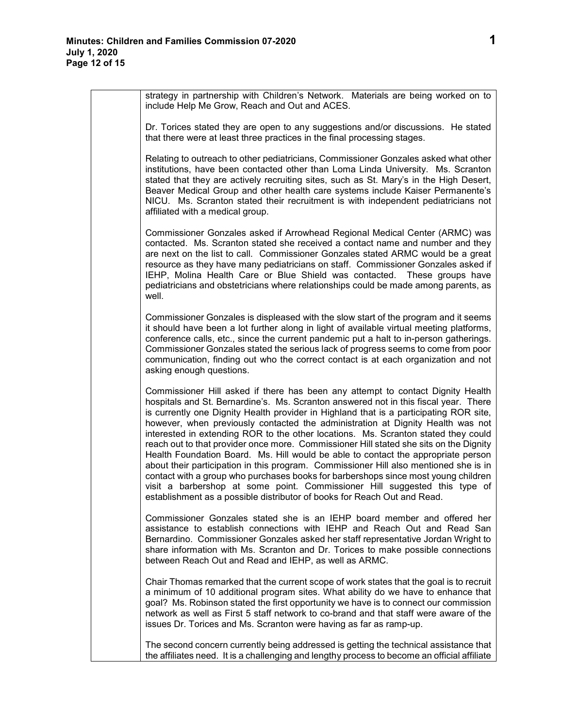strategy in partnership with Children's Network. Materials are being worked on to include Help Me Grow, Reach and Out and ACES.

Dr. Torices stated they are open to any suggestions and/or discussions. He stated that there were at least three practices in the final processing stages.

Relating to outreach to other pediatricians, Commissioner Gonzales asked what other institutions, have been contacted other than Loma Linda University. Ms. Scranton stated that they are actively recruiting sites, such as St. Mary's in the High Desert, Beaver Medical Group and other health care systems include Kaiser Permanente's NICU. Ms. Scranton stated their recruitment is with independent pediatricians not affiliated with a medical group.

Commissioner Gonzales asked if Arrowhead Regional Medical Center (ARMC) was contacted. Ms. Scranton stated she received a contact name and number and they are next on the list to call. Commissioner Gonzales stated ARMC would be a great resource as they have many pediatricians on staff. Commissioner Gonzales asked if IEHP, Molina Health Care or Blue Shield was contacted. These groups have pediatricians and obstetricians where relationships could be made among parents, as well.

Commissioner Gonzales is displeased with the slow start of the program and it seems it should have been a lot further along in light of available virtual meeting platforms, conference calls, etc., since the current pandemic put a halt to in-person gatherings. Commissioner Gonzales stated the serious lack of progress seems to come from poor communication, finding out who the correct contact is at each organization and not asking enough questions.

Commissioner Hill asked if there has been any attempt to contact Dignity Health hospitals and St. Bernardine's. Ms. Scranton answered not in this fiscal year. There is currently one Dignity Health provider in Highland that is a participating ROR site, however, when previously contacted the administration at Dignity Health was not interested in extending ROR to the other locations. Ms. Scranton stated they could reach out to that provider once more. Commissioner Hill stated she sits on the Dignity Health Foundation Board. Ms. Hill would be able to contact the appropriate person about their participation in this program. Commissioner Hill also mentioned she is in contact with a group who purchases books for barbershops since most young children visit a barbershop at some point. Commissioner Hill suggested this type of establishment as a possible distributor of books for Reach Out and Read.

Commissioner Gonzales stated she is an IEHP board member and offered her assistance to establish connections with IEHP and Reach Out and Read San Bernardino. Commissioner Gonzales asked her staff representative Jordan Wright to share information with Ms. Scranton and Dr. Torices to make possible connections between Reach Out and Read and IEHP, as well as ARMC.

Chair Thomas remarked that the current scope of work states that the goal is to recruit a minimum of 10 additional program sites. What ability do we have to enhance that goal? Ms. Robinson stated the first opportunity we have is to connect our commission network as well as First 5 staff network to co-brand and that staff were aware of the issues Dr. Torices and Ms. Scranton were having as far as ramp-up.

The second concern currently being addressed is getting the technical assistance that the affiliates need. It is a challenging and lengthy process to become an official affiliate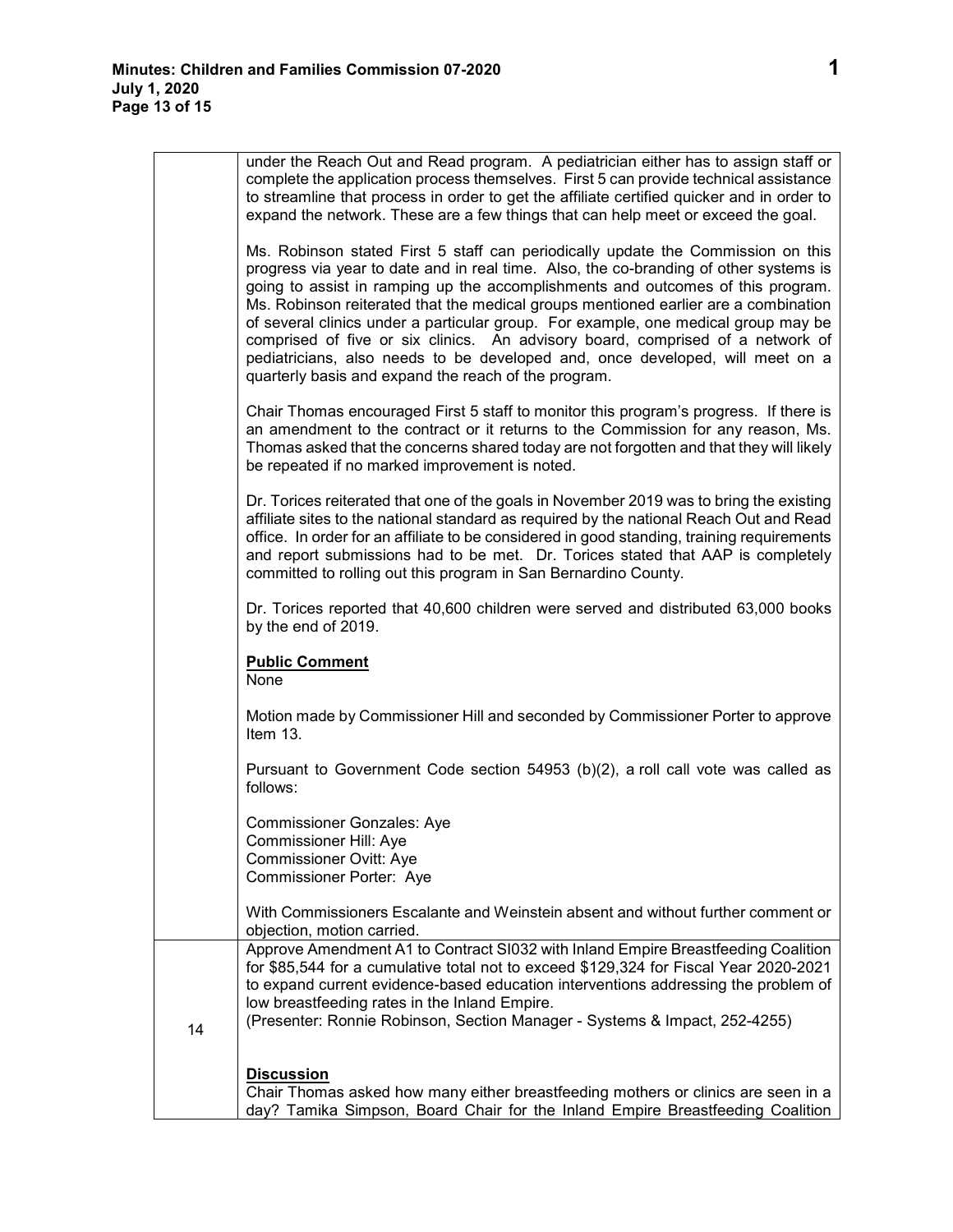| | |
|---|---|
| | under the Reach Out and Read program. A pediatrician either has to assign staff or complete the application process themselves. First 5 can provide technical assistance to streamline that process in order to get the affiliate certified quicker and in order to expand the network. These are a few things that can help meet or exceed the goal.<br><br>Ms. Robinson stated First 5 staff can periodically update the Commission on this progress via year to date and in real time. Also, the co-branding of other systems is going to assist in ramping up the accomplishments and outcomes of this program. Ms. Robinson reiterated that the medical groups mentioned earlier are a combination of several clinics under a particular group. For example, one medical group may be comprised of five or six clinics. An advisory board, comprised of a network of pediatricians, also needs to be developed and, once developed, will meet on a quarterly basis and expand the reach of the program.<br><br>Chair Thomas encouraged First 5 staff to monitor this program's progress. If there is an amendment to the contract or it returns to the Commission for any reason, Ms. Thomas asked that the concerns shared today are not forgotten and that they will likely be repeated if no marked improvement is noted.<br><br>Dr. Torices reiterated that one of the goals in November 2019 was to bring the existing affiliate sites to the national standard as required by the national Reach Out and Read office. In order for an affiliate to be considered in good standing, training requirements and report submissions had to be met. Dr. Torices stated that AAP is completely committed to rolling out this program in San Bernardino County.<br><br>Dr. Torices reported that 40,600 children were served and distributed 63,000 books by the end of 2019.<br><br>**Public Comment**<br>None<br><br>Motion made by Commissioner Hill and seconded by Commissioner Porter to approve Item 13.<br><br>Pursuant to Government Code section 54953 (b)(2), a roll call vote was called as follows:<br><br>Commissioner Gonzales: Aye<br>Commissioner Hill: Aye<br>Commissioner Ovitt: Aye<br>Commissioner Porter: Aye<br><br>With Commissioners Escalante and Weinstein absent and without further comment or objection, motion carried. |
| 14 | Approve Amendment A1 to Contract SI032 with Inland Empire Breastfeeding Coalition for $85,544 for a cumulative total not to exceed $129,324 for Fiscal Year 2020-2021 to expand current evidence-based education interventions addressing the problem of low breastfeeding rates in the Inland Empire.<br>(Presenter: Ronnie Robinson, Section Manager - Systems & Impact, 252-4255)<br><br>**Discussion**<br>Chair Thomas asked how many either breastfeeding mothers or clinics are seen in a day? Tamika Simpson, Board Chair for the Inland Empire Breastfeeding Coalition |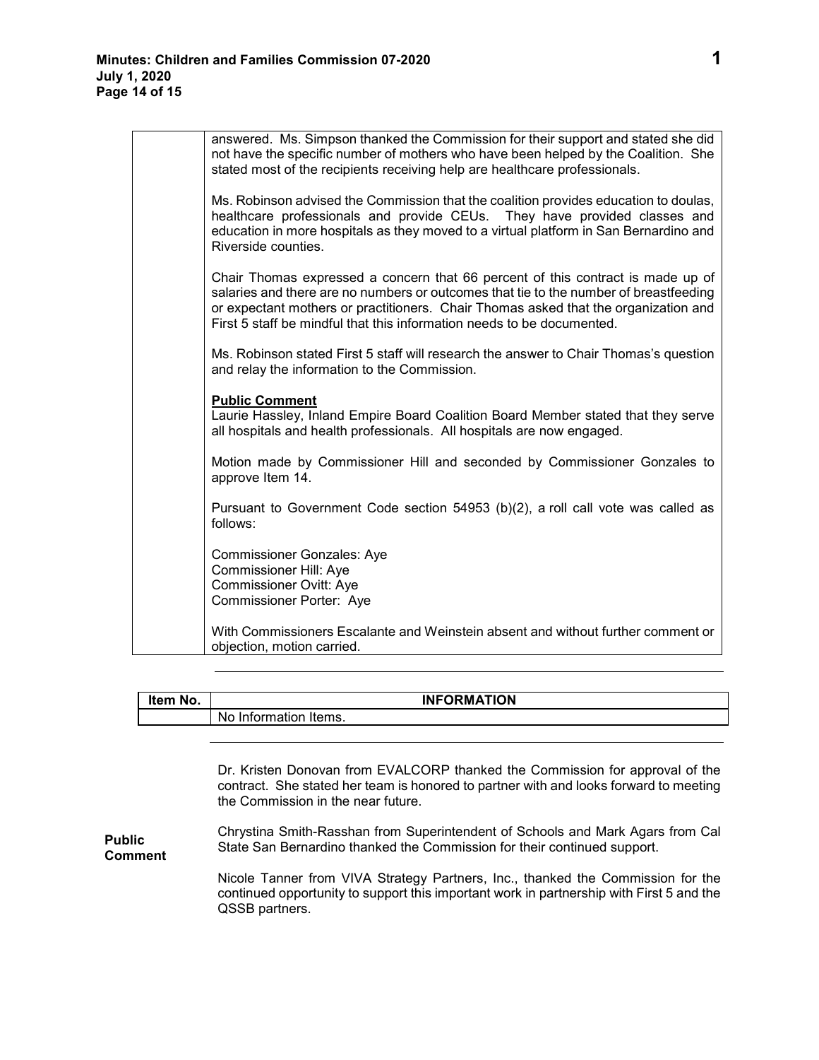| | |
|---|---|
| | answered. Ms. Simpson thanked the Commission for their support and stated she did not have the specific number of mothers who have been helped by the Coalition. She stated most of the recipients receiving help are healthcare professionals.<br><br>Ms. Robinson advised the Commission that the coalition provides education to doulas, healthcare professionals and provide CEUs. They have provided classes and education in more hospitals as they moved to a virtual platform in San Bernardino and Riverside counties.<br><br>Chair Thomas expressed a concern that 66 percent of this contract is made up of salaries and there are no numbers or outcomes that tie to the number of breastfeeding or expectant mothers or practitioners. Chair Thomas asked that the organization and First 5 staff be mindful that this information needs to be documented.<br><br>Ms. Robinson stated First 5 staff will research the answer to Chair Thomas's question and relay the information to the Commission.<br><br>**Public Comment**<br>Laurie Hassley, Inland Empire Board Coalition Board Member stated that they serve all hospitals and health professionals. All hospitals are now engaged.<br><br>Motion made by Commissioner Hill and seconded by Commissioner Gonzales to approve Item 14.<br><br>Pursuant to Government Code section 54953 (b)(2), a roll call vote was called as follows:<br><br>Commissioner Gonzales: Aye<br>Commissioner Hill: Aye<br>Commissioner Ovitt: Aye<br>Commissioner Porter: Aye<br><br>With Commissioners Escalante and Weinstein absent and without further comment or objection, motion carried. |

| Item No. | INFORMATION |
|---|---|
| | No Information Items. |

**Public Comment**

Dr. Kristen Donovan from EVALCORP thanked the Commission for approval of the contract. She stated her team is honored to partner with and looks forward to meeting the Commission in the near future.

Chrystina Smith-Rasshan from Superintendent of Schools and Mark Agars from Cal State San Bernardino thanked the Commission for their continued support.

Nicole Tanner from VIVA Strategy Partners, Inc., thanked the Commission for the continued opportunity to support this important work in partnership with First 5 and the QSSB partners.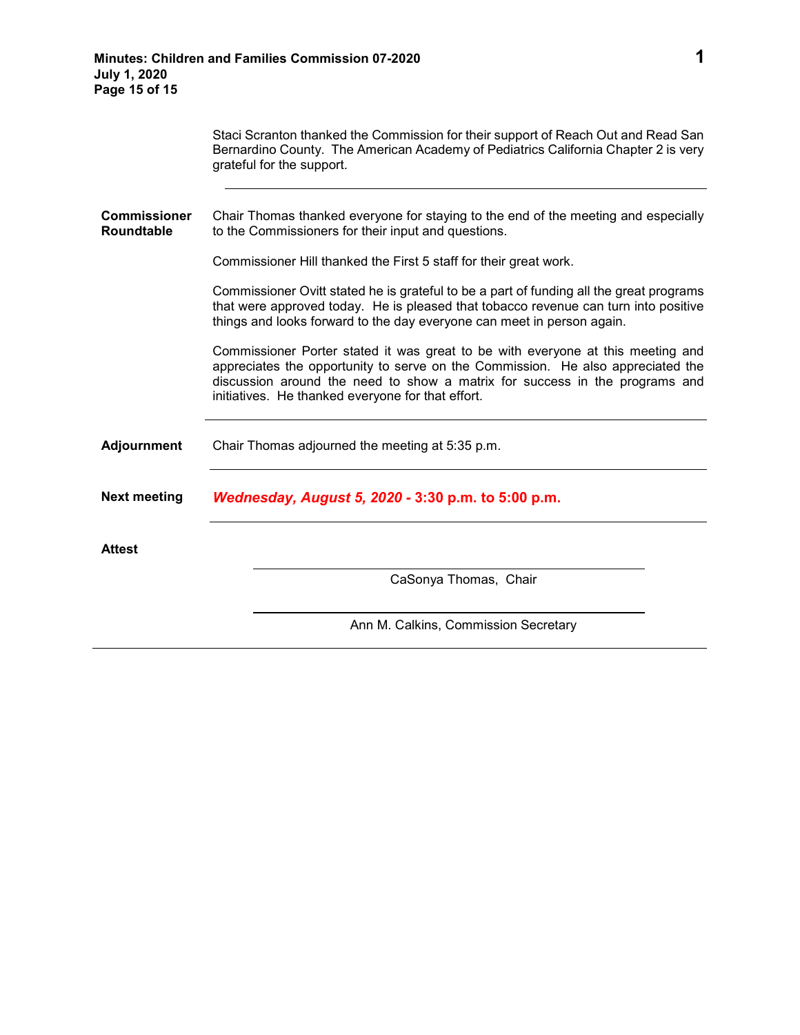Staci Scranton thanked the Commission for their support of Reach Out and Read San Bernardino County. The American Academy of Pediatrics California Chapter 2 is very grateful for the support.

---

**Commissioner Roundtable**

Chair Thomas thanked everyone for staying to the end of the meeting and especially to the Commissioners for their input and questions.

Commissioner Hill thanked the First 5 staff for their great work.

Commissioner Ovitt stated he is grateful to be a part of funding all the great programs that were approved today. He is pleased that tobacco revenue can turn into positive things and looks forward to the day everyone can meet in person again.

Commissioner Porter stated it was great to be with everyone at this meeting and appreciates the opportunity to serve on the Commission. He also appreciated the discussion around the need to show a matrix for success in the programs and initiatives. He thanked everyone for that effort.

---

**Adjournment**

Chair Thomas adjourned the meeting at 5:35 p.m.

---

**Next meeting**

***Wednesday, August 5, 2020*** **- 3:30 p.m. to 5:00 p.m.**

---

**Attest**

CaSonya Thomas, Chair

Ann M. Calkins, Commission Secretary